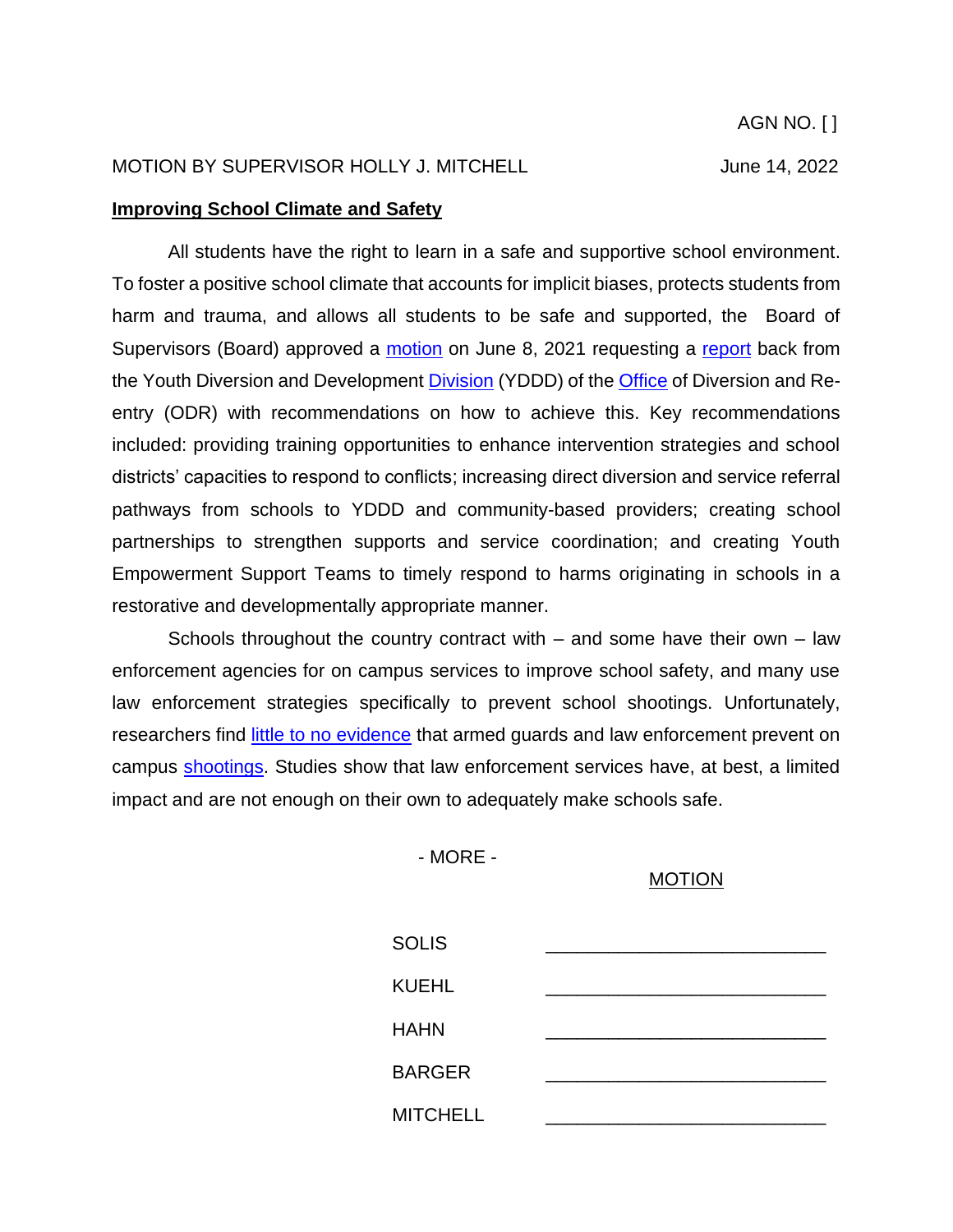AGN NO. [ ]

MOTION BY SUPERVISOR HOLLY J. MITCHELL June 14, 2022

**Improving School Climate and Safety**

All students have the right to learn in a safe and supportive school environment. To foster a positive school climate that accounts for implicit biases, protects students from harm and trauma, and allows all students to be safe and supported, the Board of Supervisors (Board) approved a motion on June 8, 2021 requesting a report back from the Youth Diversion and Development Division (YDDD) of the Office of Diversion and Re-entry (ODR) with recommendations on how to achieve this. Key recommendations included: providing training opportunities to enhance intervention strategies and school districts' capacities to respond to conflicts; increasing direct diversion and service referral pathways from schools to YDDD and community-based providers; creating school partnerships to strengthen supports and service coordination; and creating Youth Empowerment Support Teams to timely respond to harms originating in schools in a restorative and developmentally appropriate manner.

Schools throughout the country contract with – and some have their own – law enforcement agencies for on campus services to improve school safety, and many use law enforcement strategies specifically to prevent school shootings. Unfortunately, researchers find little to no evidence that armed guards and law enforcement prevent on campus shootings. Studies show that law enforcement services have, at best, a limited impact and are not enough on their own to adequately make schools safe.

\- MORE -

MOTION

| | |
|---|---|
| SOLIS | _______________________ |
| KUEHL | _______________________ |
| HAHN | _______________________ |
| BARGER | _______________________ |
| MITCHELL | _______________________ |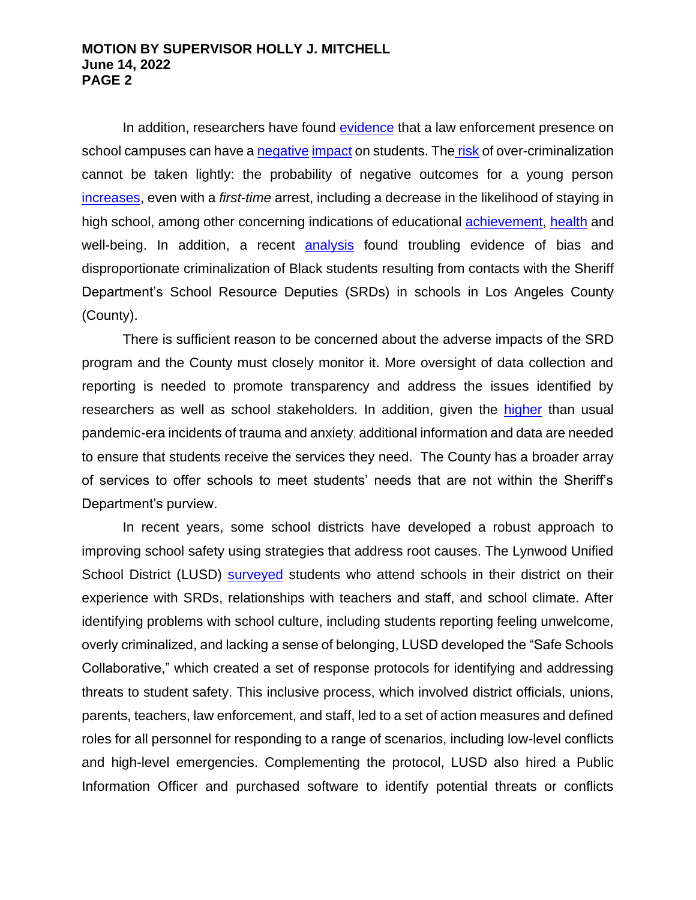In addition, researchers have found evidence that a law enforcement presence on school campuses can have a negative impact on students. The risk of over-criminalization cannot be taken lightly: the probability of negative outcomes for a young person increases, even with a *first-time* arrest, including a decrease in the likelihood of staying in high school, among other concerning indications of educational achievement, health and well-being. In addition, a recent analysis found troubling evidence of bias and disproportionate criminalization of Black students resulting from contacts with the Sheriff Department's School Resource Deputies (SRDs) in schools in Los Angeles County (County).

There is sufficient reason to be concerned about the adverse impacts of the SRD program and the County must closely monitor it. More oversight of data collection and reporting is needed to promote transparency and address the issues identified by researchers as well as school stakeholders. In addition, given the higher than usual pandemic-era incidents of trauma and anxiety, additional information and data are needed to ensure that students receive the services they need. The County has a broader array of services to offer schools to meet students' needs that are not within the Sheriff's Department's purview.

In recent years, some school districts have developed a robust approach to improving school safety using strategies that address root causes. The Lynwood Unified School District (LUSD) surveyed students who attend schools in their district on their experience with SRDs, relationships with teachers and staff, and school climate. After identifying problems with school culture, including students reporting feeling unwelcome, overly criminalized, and lacking a sense of belonging, LUSD developed the "Safe Schools Collaborative," which created a set of response protocols for identifying and addressing threats to student safety. This inclusive process, which involved district officials, unions, parents, teachers, law enforcement, and staff, led to a set of action measures and defined roles for all personnel for responding to a range of scenarios, including low-level conflicts and high-level emergencies. Complementing the protocol, LUSD also hired a Public Information Officer and purchased software to identify potential threats or conflicts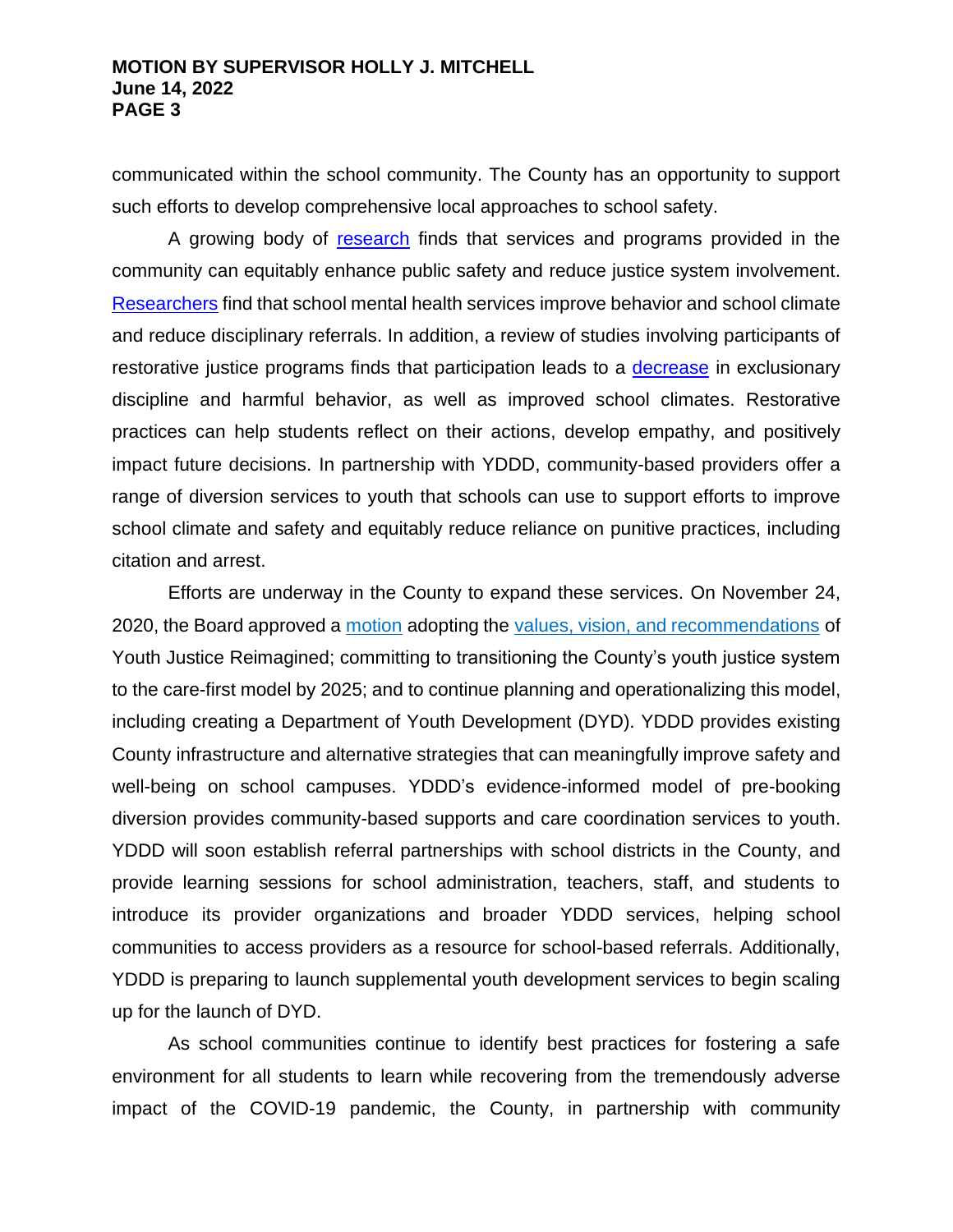communicated within the school community. The County has an opportunity to support such efforts to develop comprehensive local approaches to school safety.

A growing body of research finds that services and programs provided in the community can equitably enhance public safety and reduce justice system involvement. Researchers find that school mental health services improve behavior and school climate and reduce disciplinary referrals. In addition, a review of studies involving participants of restorative justice programs finds that participation leads to a decrease in exclusionary discipline and harmful behavior, as well as improved school climates. Restorative practices can help students reflect on their actions, develop empathy, and positively impact future decisions. In partnership with YDDD, community-based providers offer a range of diversion services to youth that schools can use to support efforts to improve school climate and safety and equitably reduce reliance on punitive practices, including citation and arrest.

Efforts are underway in the County to expand these services. On November 24, 2020, the Board approved a motion adopting the values, vision, and recommendations of Youth Justice Reimagined; committing to transitioning the County's youth justice system to the care-first model by 2025; and to continue planning and operationalizing this model, including creating a Department of Youth Development (DYD). YDDD provides existing County infrastructure and alternative strategies that can meaningfully improve safety and well-being on school campuses. YDDD's evidence-informed model of pre-booking diversion provides community-based supports and care coordination services to youth. YDDD will soon establish referral partnerships with school districts in the County, and provide learning sessions for school administration, teachers, staff, and students to introduce its provider organizations and broader YDDD services, helping school communities to access providers as a resource for school-based referrals. Additionally, YDDD is preparing to launch supplemental youth development services to begin scaling up for the launch of DYD.

As school communities continue to identify best practices for fostering a safe environment for all students to learn while recovering from the tremendously adverse impact of the COVID-19 pandemic, the County, in partnership with community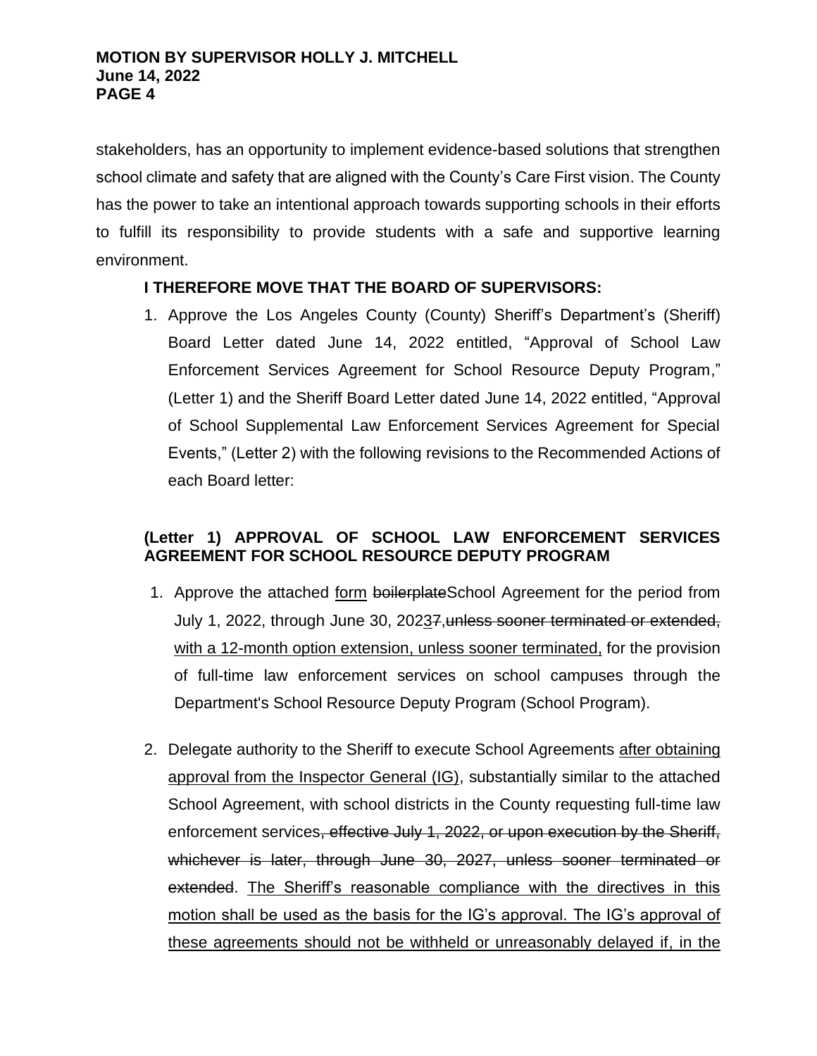stakeholders, has an opportunity to implement evidence-based solutions that strengthen school climate and safety that are aligned with the County's Care First vision. The County has the power to take an intentional approach towards supporting schools in their efforts to fulfill its responsibility to provide students with a safe and supportive learning environment.

**I THEREFORE MOVE THAT THE BOARD OF SUPERVISORS:**

1. Approve the Los Angeles County (County) Sheriff's Department's (Sheriff) Board Letter dated June 14, 2022 entitled, "Approval of School Law Enforcement Services Agreement for School Resource Deputy Program," (Letter 1) and the Sheriff Board Letter dated June 14, 2022 entitled, "Approval of School Supplemental Law Enforcement Services Agreement for Special Events," (Letter 2) with the following revisions to the Recommended Actions of each Board letter:

**(Letter 1) APPROVAL OF SCHOOL LAW ENFORCEMENT SERVICES AGREEMENT FOR SCHOOL RESOURCE DEPUTY PROGRAM**

1. Approve the attached <u>form</u> ~~boilerplate~~School Agreement for the period from July 1, 2022, through June 30, 202<u>3</u>~~7~~,~~unless sooner terminated or extended,~~ <u>with a 12-month option extension, unless sooner terminated,</u> for the provision of full-time law enforcement services on school campuses through the Department's School Resource Deputy Program (School Program).

2. Delegate authority to the Sheriff to execute School Agreements <u>after obtaining approval from the Inspector General (IG)</u>, substantially similar to the attached School Agreement, with school districts in the County requesting full-time law enforcement services~~, effective July 1, 2022, or upon execution by the Sheriff, whichever is later, through June 30, 2027, unless sooner terminated or extended~~. <u>The Sheriff's reasonable compliance with the directives in this motion shall be used as the basis for the IG's approval. The IG's approval of these agreements should not be withheld or unreasonably delayed if, in the</u>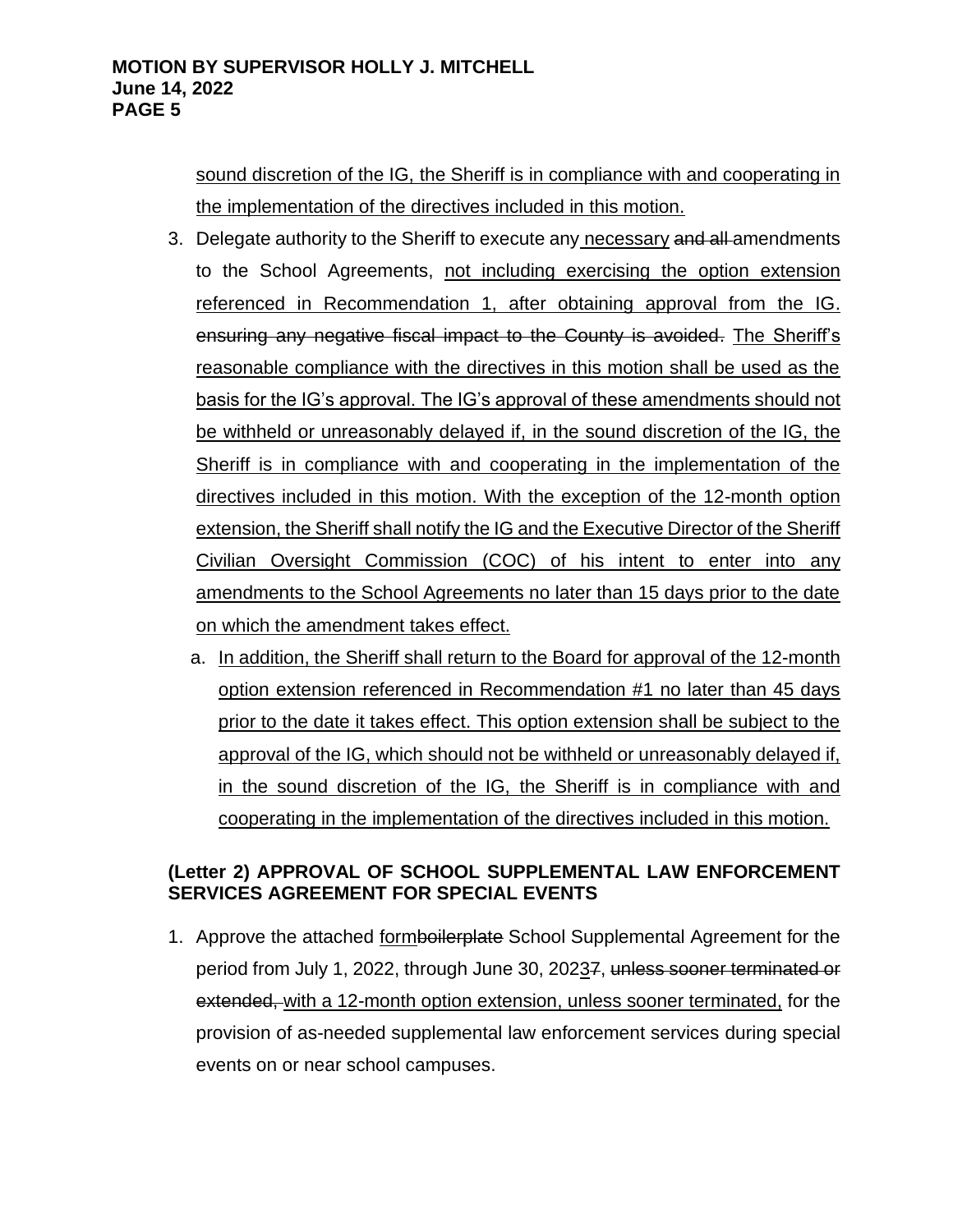<u>sound discretion of the IG, the Sheriff is in compliance with and cooperating in the implementation of the directives included in this motion.</u>

3. Delegate authority to the Sheriff to execute any <u>necessary</u> ~~and all~~ amendments to the School Agreements, <u>not including exercising the option extension referenced in Recommendation 1, after obtaining approval from the IG.</u> ~~ensuring any negative fiscal impact to the County is avoided.~~ <u>The Sheriff's reasonable compliance with the directives in this motion shall be used as the basis for the IG's approval. The IG's approval of these amendments should not be withheld or unreasonably delayed if, in the sound discretion of the IG, the Sheriff is in compliance with and cooperating in the implementation of the directives included in this motion. With the exception of the 12-month option extension, the Sheriff shall notify the IG and the Executive Director of the Sheriff Civilian Oversight Commission (COC) of his intent to enter into any amendments to the School Agreements no later than 15 days prior to the date on which the amendment takes effect.</u>
   a. <u>In addition, the Sheriff shall return to the Board for approval of the 12-month option extension referenced in Recommendation #1 no later than 45 days prior to the date it takes effect. This option extension shall be subject to the approval of the IG, which should not be withheld or unreasonably delayed if, in the sound discretion of the IG, the Sheriff is in compliance with and cooperating in the implementation of the directives included in this motion.</u>

**(Letter 2) APPROVAL OF SCHOOL SUPPLEMENTAL LAW ENFORCEMENT SERVICES AGREEMENT FOR SPECIAL EVENTS**

1. Approve the attached <u>form</u>~~boilerplate~~ School Supplemental Agreement for the period from July 1, 2022, through June 30, 202<u>3</u>~~7~~, ~~unless sooner terminated or extended,~~ <u>with a 12-month option extension, unless sooner terminated,</u> for the provision of as-needed supplemental law enforcement services during special events on or near school campuses.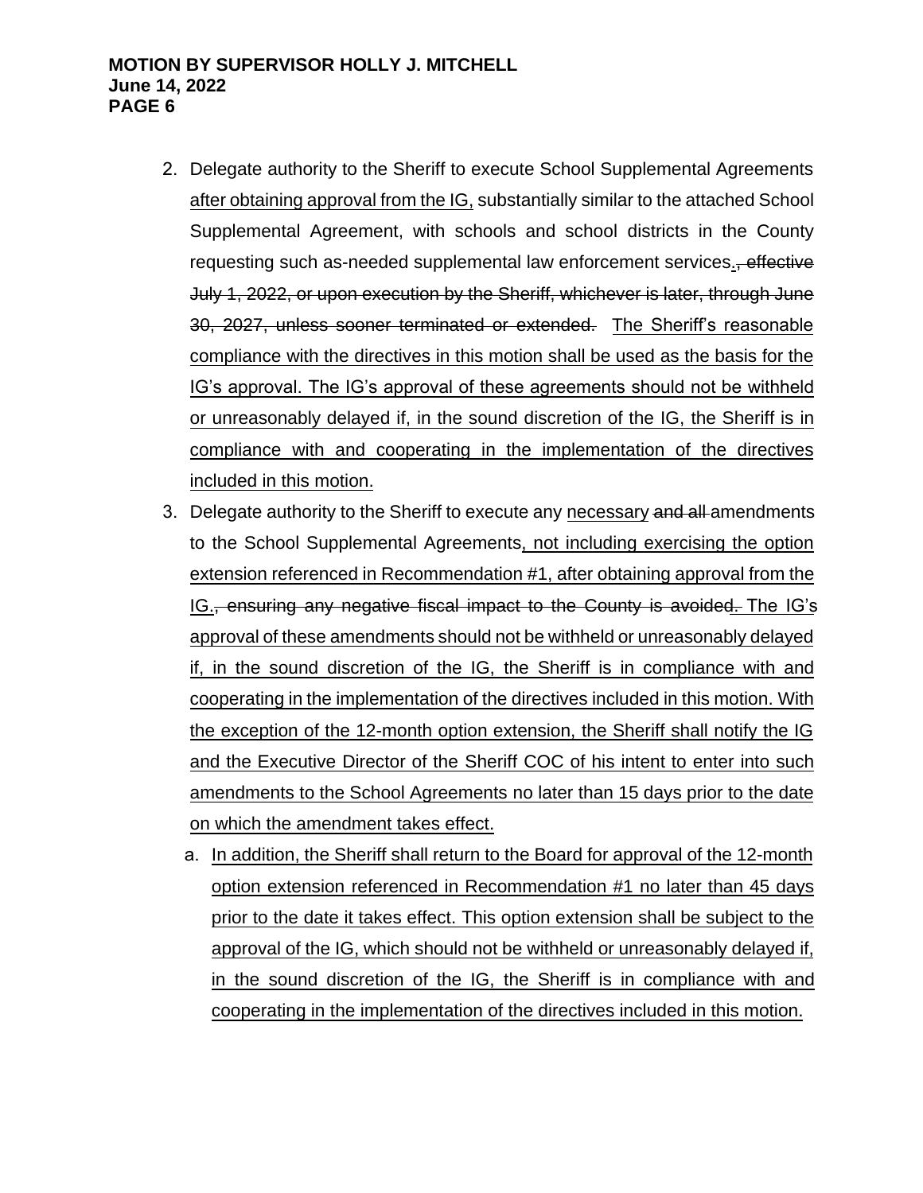2. Delegate authority to the Sheriff to execute School Supplemental Agreements <u>after obtaining approval from the IG,</u> substantially similar to the attached School Supplemental Agreement, with schools and school districts in the County requesting such as-needed supplemental law enforcement services<u>.</u>~~, effective July 1, 2022, or upon execution by the Sheriff, whichever is later, through June 30, 2027, unless sooner terminated or extended.~~ <u>The Sheriff's reasonable compliance with the directives in this motion shall be used as the basis for the IG's approval. The IG's approval of these agreements should not be withheld or unreasonably delayed if, in the sound discretion of the IG, the Sheriff is in compliance with and cooperating in the implementation of the directives included in this motion.</u>

3. Delegate authority to the Sheriff to execute any <u>necessary</u> ~~and all~~ amendments to the School Supplemental Agreements<u>, not including exercising the option extension referenced in Recommendation #1, after obtaining approval from the IG.</u>~~, ensuring any negative fiscal impact to the County is avoided.~~ <u>The IG's approval of these amendments should not be withheld or unreasonably delayed if, in the sound discretion of the IG, the Sheriff is in compliance with and cooperating in the implementation of the directives included in this motion. With the exception of the 12-month option extension, the Sheriff shall notify the IG and the Executive Director of the Sheriff COC of his intent to enter into such amendments to the School Agreements no later than 15 days prior to the date on which the amendment takes effect.</u>

   a. <u>In addition, the Sheriff shall return to the Board for approval of the 12-month option extension referenced in Recommendation #1 no later than 45 days prior to the date it takes effect. This option extension shall be subject to the approval of the IG, which should not be withheld or unreasonably delayed if, in the sound discretion of the IG, the Sheriff is in compliance with and cooperating in the implementation of the directives included in this motion.</u>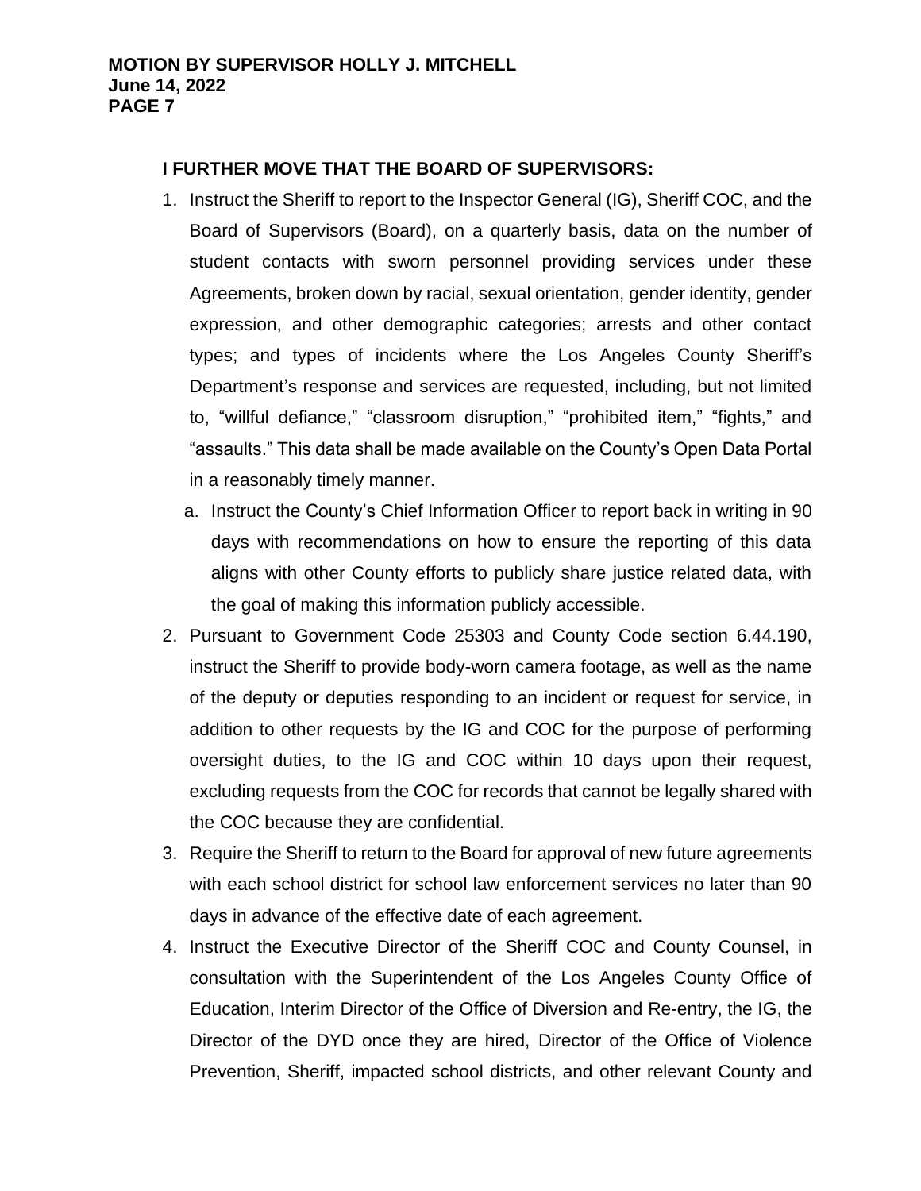**I FURTHER MOVE THAT THE BOARD OF SUPERVISORS:**

1. Instruct the Sheriff to report to the Inspector General (IG), Sheriff COC, and the Board of Supervisors (Board), on a quarterly basis, data on the number of student contacts with sworn personnel providing services under these Agreements, broken down by racial, sexual orientation, gender identity, gender expression, and other demographic categories; arrests and other contact types; and types of incidents where the Los Angeles County Sheriff's Department's response and services are requested, including, but not limited to, "willful defiance," "classroom disruption," "prohibited item," "fights," and "assaults." This data shall be made available on the County's Open Data Portal in a reasonably timely manner.
   a. Instruct the County's Chief Information Officer to report back in writing in 90 days with recommendations on how to ensure the reporting of this data aligns with other County efforts to publicly share justice related data, with the goal of making this information publicly accessible.
2. Pursuant to Government Code 25303 and County Code section 6.44.190, instruct the Sheriff to provide body-worn camera footage, as well as the name of the deputy or deputies responding to an incident or request for service, in addition to other requests by the IG and COC for the purpose of performing oversight duties, to the IG and COC within 10 days upon their request, excluding requests from the COC for records that cannot be legally shared with the COC because they are confidential.
3. Require the Sheriff to return to the Board for approval of new future agreements with each school district for school law enforcement services no later than 90 days in advance of the effective date of each agreement.
4. Instruct the Executive Director of the Sheriff COC and County Counsel, in consultation with the Superintendent of the Los Angeles County Office of Education, Interim Director of the Office of Diversion and Re-entry, the IG, the Director of the DYD once they are hired, Director of the Office of Violence Prevention, Sheriff, impacted school districts, and other relevant County and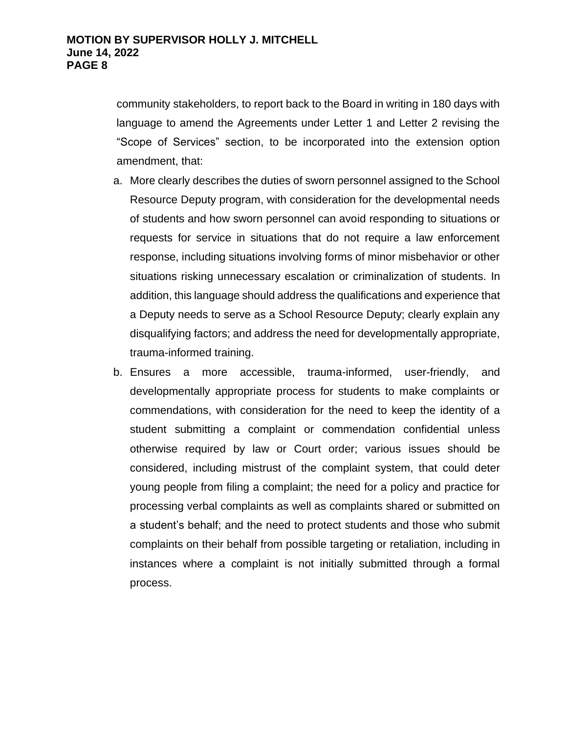community stakeholders, to report back to the Board in writing in 180 days with language to amend the Agreements under Letter 1 and Letter 2 revising the "Scope of Services" section, to be incorporated into the extension option amendment, that:

a. More clearly describes the duties of sworn personnel assigned to the School Resource Deputy program, with consideration for the developmental needs of students and how sworn personnel can avoid responding to situations or requests for service in situations that do not require a law enforcement response, including situations involving forms of minor misbehavior or other situations risking unnecessary escalation or criminalization of students. In addition, this language should address the qualifications and experience that a Deputy needs to serve as a School Resource Deputy; clearly explain any disqualifying factors; and address the need for developmentally appropriate, trauma-informed training.

b. Ensures a more accessible, trauma-informed, user-friendly, and developmentally appropriate process for students to make complaints or commendations, with consideration for the need to keep the identity of a student submitting a complaint or commendation confidential unless otherwise required by law or Court order; various issues should be considered, including mistrust of the complaint system, that could deter young people from filing a complaint; the need for a policy and practice for processing verbal complaints as well as complaints shared or submitted on a student's behalf; and the need to protect students and those who submit complaints on their behalf from possible targeting or retaliation, including in instances where a complaint is not initially submitted through a formal process.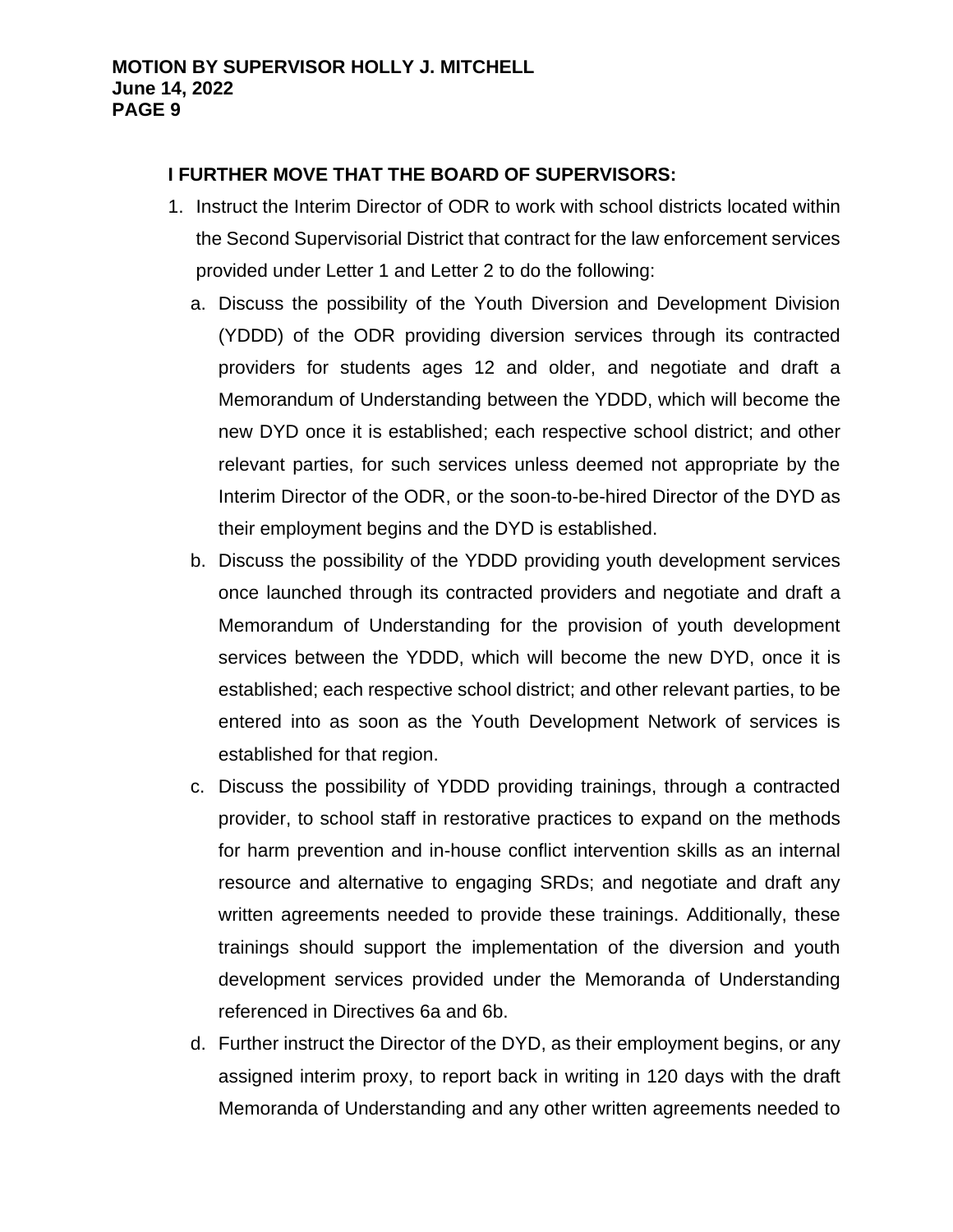**I FURTHER MOVE THAT THE BOARD OF SUPERVISORS:**

1. Instruct the Interim Director of ODR to work with school districts located within the Second Supervisorial District that contract for the law enforcement services provided under Letter 1 and Letter 2 to do the following:
   a. Discuss the possibility of the Youth Diversion and Development Division (YDDD) of the ODR providing diversion services through its contracted providers for students ages 12 and older, and negotiate and draft a Memorandum of Understanding between the YDDD, which will become the new DYD once it is established; each respective school district; and other relevant parties, for such services unless deemed not appropriate by the Interim Director of the ODR, or the soon-to-be-hired Director of the DYD as their employment begins and the DYD is established.
   b. Discuss the possibility of the YDDD providing youth development services once launched through its contracted providers and negotiate and draft a Memorandum of Understanding for the provision of youth development services between the YDDD, which will become the new DYD, once it is established; each respective school district; and other relevant parties, to be entered into as soon as the Youth Development Network of services is established for that region.
   c. Discuss the possibility of YDDD providing trainings, through a contracted provider, to school staff in restorative practices to expand on the methods for harm prevention and in-house conflict intervention skills as an internal resource and alternative to engaging SRDs; and negotiate and draft any written agreements needed to provide these trainings. Additionally, these trainings should support the implementation of the diversion and youth development services provided under the Memoranda of Understanding referenced in Directives 6a and 6b.
   d. Further instruct the Director of the DYD, as their employment begins, or any assigned interim proxy, to report back in writing in 120 days with the draft Memoranda of Understanding and any other written agreements needed to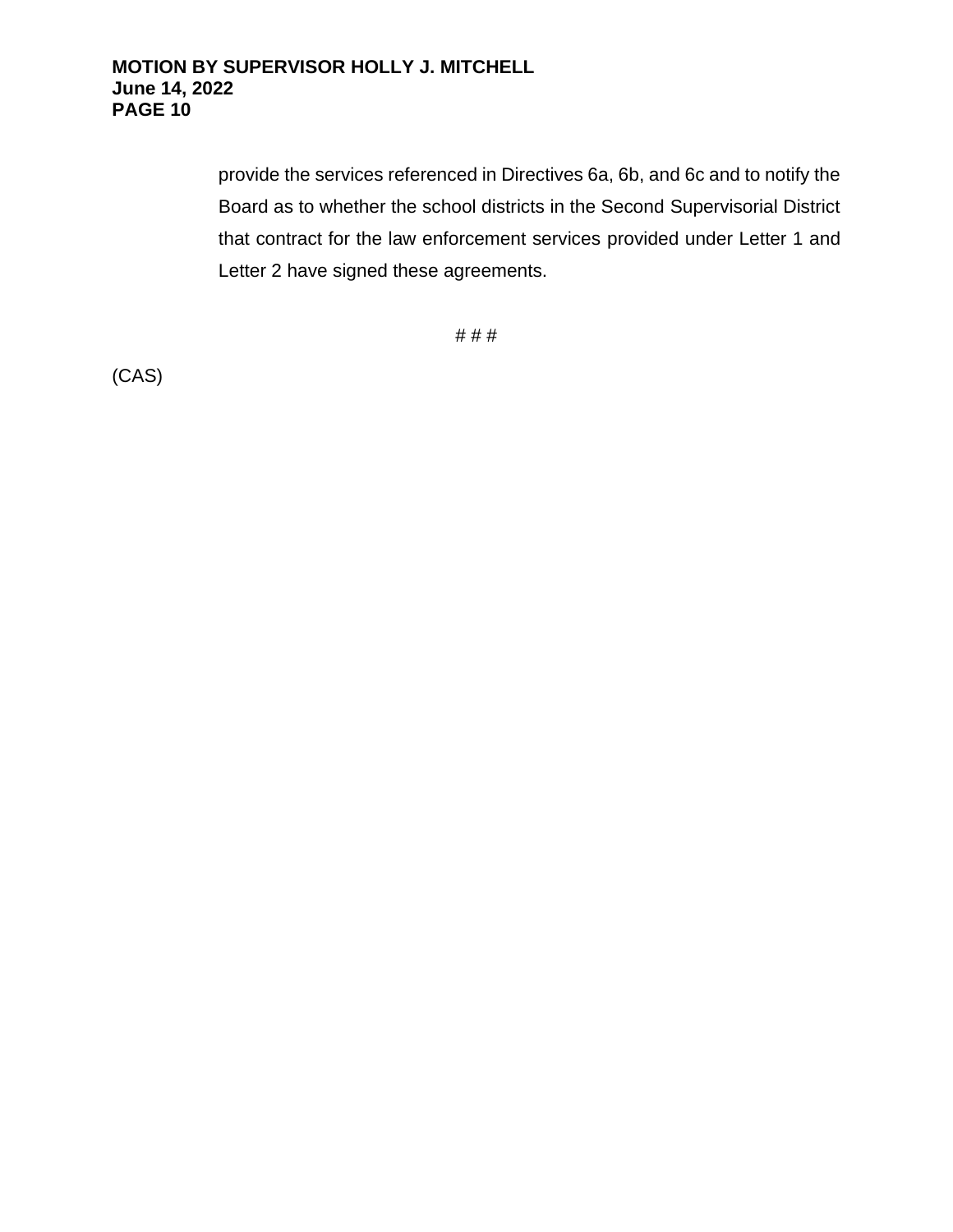provide the services referenced in Directives 6a, 6b, and 6c and to notify the Board as to whether the school districts in the Second Supervisorial District that contract for the law enforcement services provided under Letter 1 and Letter 2 have signed these agreements.

# # #

(CAS)